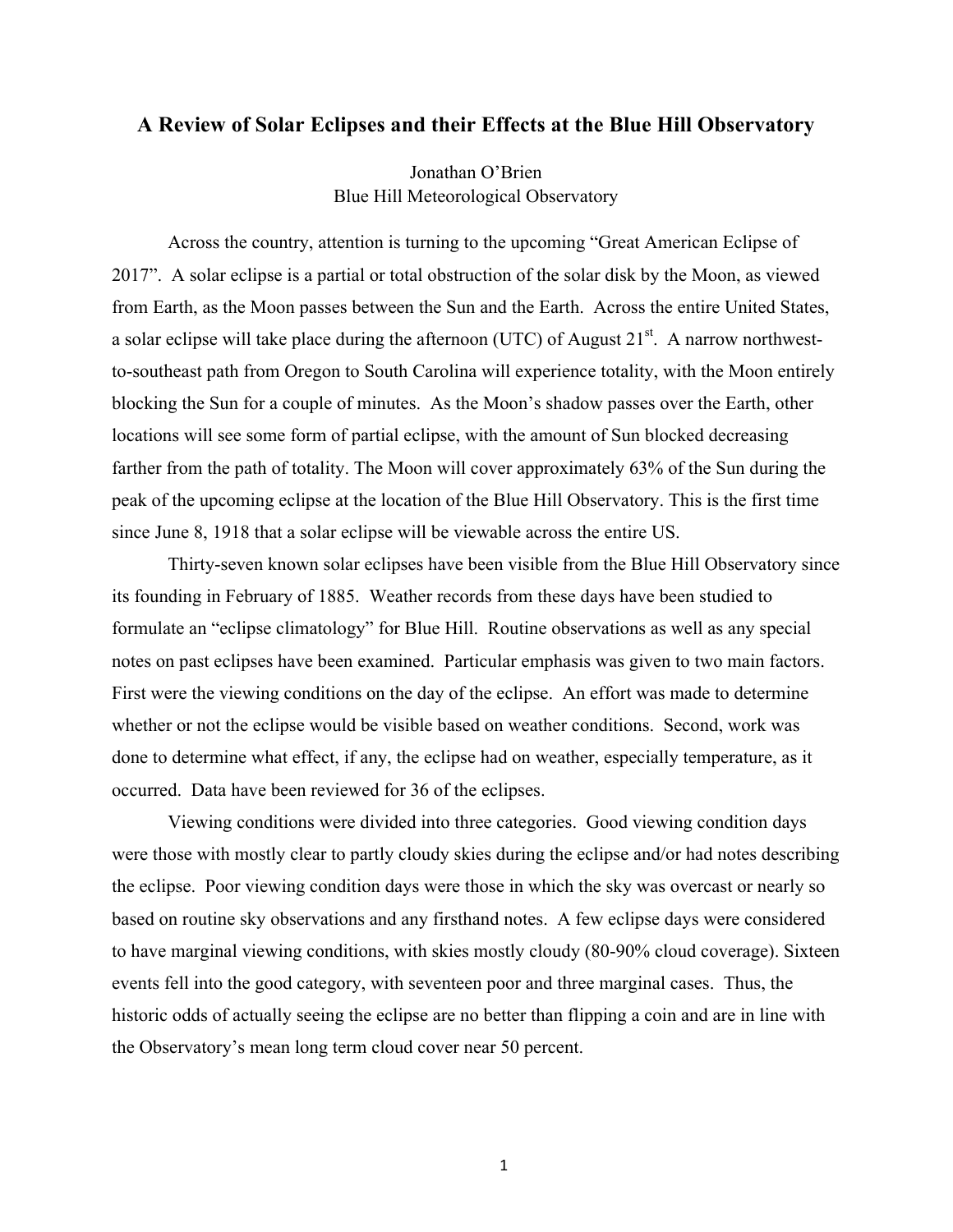# A Review of Solar Eclipses and their Effects at the Blue Hill Observatory

Jonathan O'Brien  
Blue Hill Meteorological Observatory

Across the country, attention is turning to the upcoming "Great American Eclipse of 2017". A solar eclipse is a partial or total obstruction of the solar disk by the Moon, as viewed from Earth, as the Moon passes between the Sun and the Earth. Across the entire United States, a solar eclipse will take place during the afternoon (UTC) of August 21st. A narrow northwest-to-southeast path from Oregon to South Carolina will experience totality, with the Moon entirely blocking the Sun for a couple of minutes. As the Moon's shadow passes over the Earth, other locations will see some form of partial eclipse, with the amount of Sun blocked decreasing farther from the path of totality. The Moon will cover approximately 63% of the Sun during the peak of the upcoming eclipse at the location of the Blue Hill Observatory. This is the first time since June 8, 1918 that a solar eclipse will be viewable across the entire US.

Thirty-seven known solar eclipses have been visible from the Blue Hill Observatory since its founding in February of 1885. Weather records from these days have been studied to formulate an "eclipse climatology" for Blue Hill. Routine observations as well as any special notes on past eclipses have been examined. Particular emphasis was given to two main factors. First were the viewing conditions on the day of the eclipse. An effort was made to determine whether or not the eclipse would be visible based on weather conditions. Second, work was done to determine what effect, if any, the eclipse had on weather, especially temperature, as it occurred. Data have been reviewed for 36 of the eclipses.

Viewing conditions were divided into three categories. Good viewing condition days were those with mostly clear to partly cloudy skies during the eclipse and/or had notes describing the eclipse. Poor viewing condition days were those in which the sky was overcast or nearly so based on routine sky observations and any firsthand notes. A few eclipse days were considered to have marginal viewing conditions, with skies mostly cloudy (80-90% cloud coverage). Sixteen events fell into the good category, with seventeen poor and three marginal cases. Thus, the historic odds of actually seeing the eclipse are no better than flipping a coin and are in line with the Observatory's mean long term cloud cover near 50 percent.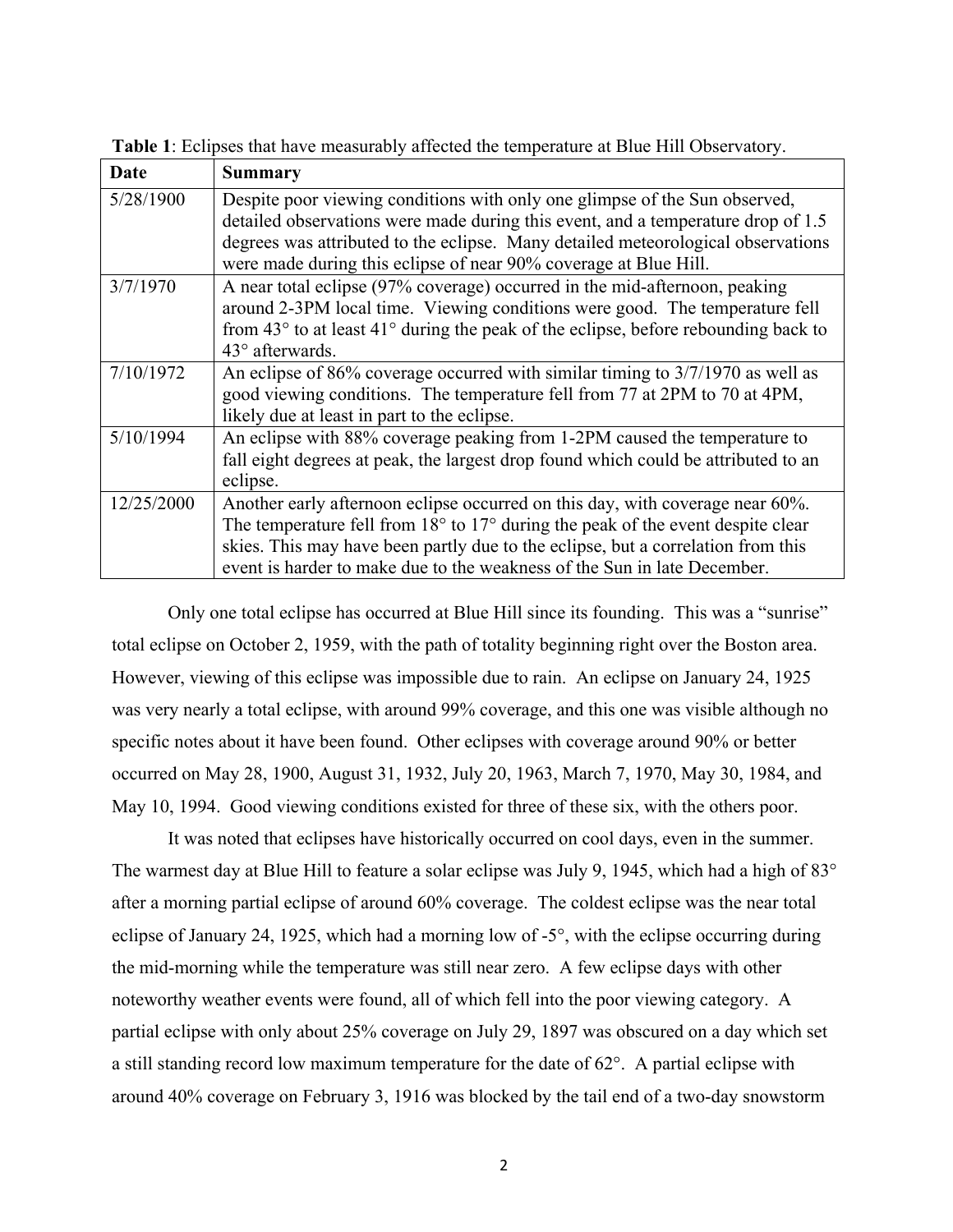**Table 1**: Eclipses that have measurably affected the temperature at Blue Hill Observatory.

| Date | Summary |
| --- | --- |
| 5/28/1900 | Despite poor viewing conditions with only one glimpse of the Sun observed, detailed observations were made during this event, and a temperature drop of 1.5 degrees was attributed to the eclipse. Many detailed meteorological observations were made during this eclipse of near 90% coverage at Blue Hill. |
| 3/7/1970 | A near total eclipse (97% coverage) occurred in the mid-afternoon, peaking around 2-3PM local time. Viewing conditions were good. The temperature fell from 43° to at least 41° during the peak of the eclipse, before rebounding back to 43° afterwards. |
| 7/10/1972 | An eclipse of 86% coverage occurred with similar timing to 3/7/1970 as well as good viewing conditions. The temperature fell from 77 at 2PM to 70 at 4PM, likely due at least in part to the eclipse. |
| 5/10/1994 | An eclipse with 88% coverage peaking from 1-2PM caused the temperature to fall eight degrees at peak, the largest drop found which could be attributed to an eclipse. |
| 12/25/2000 | Another early afternoon eclipse occurred on this day, with coverage near 60%. The temperature fell from 18° to 17° during the peak of the event despite clear skies. This may have been partly due to the eclipse, but a correlation from this event is harder to make due to the weakness of the Sun in late December. |

Only one total eclipse has occurred at Blue Hill since its founding. This was a "sunrise" total eclipse on October 2, 1959, with the path of totality beginning right over the Boston area. However, viewing of this eclipse was impossible due to rain. An eclipse on January 24, 1925 was very nearly a total eclipse, with around 99% coverage, and this one was visible although no specific notes about it have been found. Other eclipses with coverage around 90% or better occurred on May 28, 1900, August 31, 1932, July 20, 1963, March 7, 1970, May 30, 1984, and May 10, 1994. Good viewing conditions existed for three of these six, with the others poor.

It was noted that eclipses have historically occurred on cool days, even in the summer. The warmest day at Blue Hill to feature a solar eclipse was July 9, 1945, which had a high of 83° after a morning partial eclipse of around 60% coverage. The coldest eclipse was the near total eclipse of January 24, 1925, which had a morning low of -5°, with the eclipse occurring during the mid-morning while the temperature was still near zero. A few eclipse days with other noteworthy weather events were found, all of which fell into the poor viewing category. A partial eclipse with only about 25% coverage on July 29, 1897 was obscured on a day which set a still standing record low maximum temperature for the date of 62°. A partial eclipse with around 40% coverage on February 3, 1916 was blocked by the tail end of a two-day snowstorm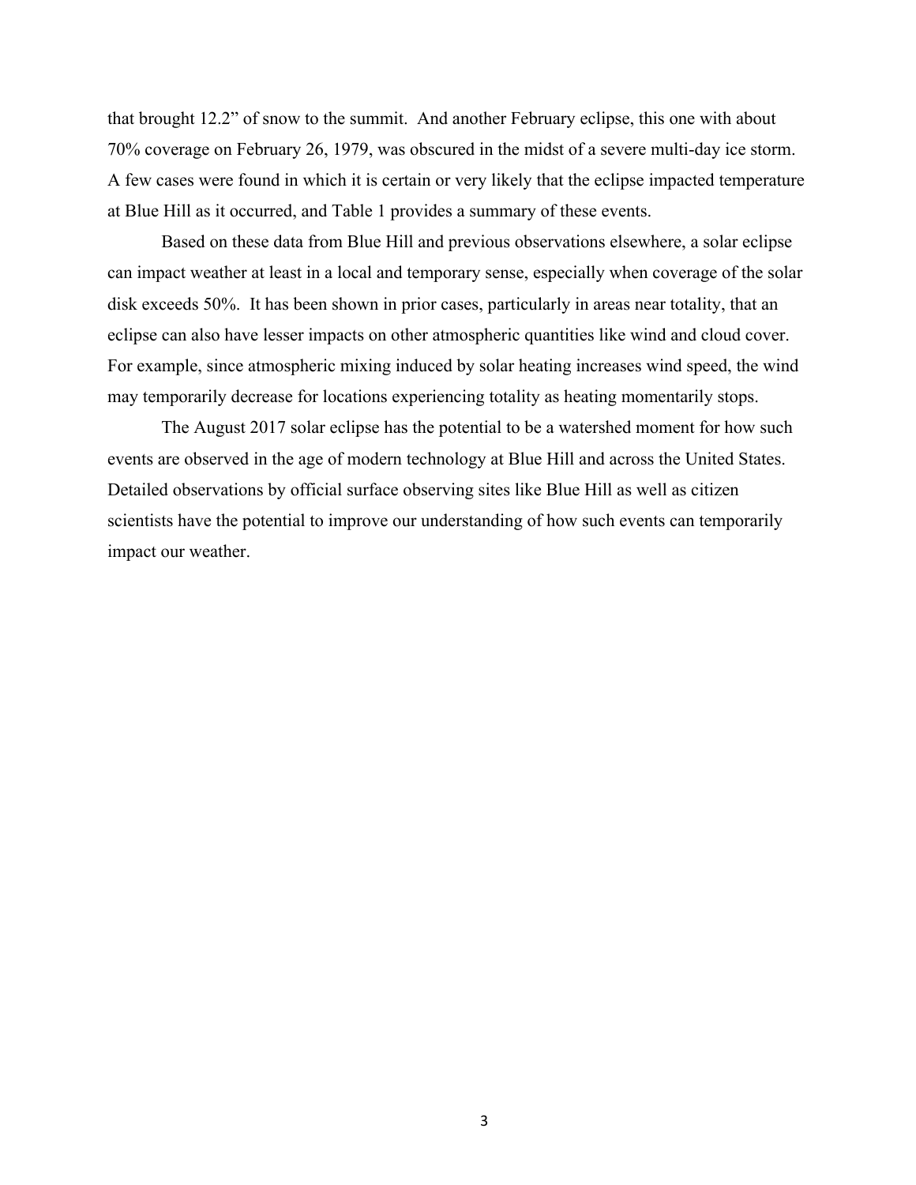that brought 12.2” of snow to the summit. And another February eclipse, this one with about 70% coverage on February 26, 1979, was obscured in the midst of a severe multi-day ice storm. A few cases were found in which it is certain or very likely that the eclipse impacted temperature at Blue Hill as it occurred, and Table 1 provides a summary of these events.

Based on these data from Blue Hill and previous observations elsewhere, a solar eclipse can impact weather at least in a local and temporary sense, especially when coverage of the solar disk exceeds 50%. It has been shown in prior cases, particularly in areas near totality, that an eclipse can also have lesser impacts on other atmospheric quantities like wind and cloud cover. For example, since atmospheric mixing induced by solar heating increases wind speed, the wind may temporarily decrease for locations experiencing totality as heating momentarily stops.

The August 2017 solar eclipse has the potential to be a watershed moment for how such events are observed in the age of modern technology at Blue Hill and across the United States. Detailed observations by official surface observing sites like Blue Hill as well as citizen scientists have the potential to improve our understanding of how such events can temporarily impact our weather.